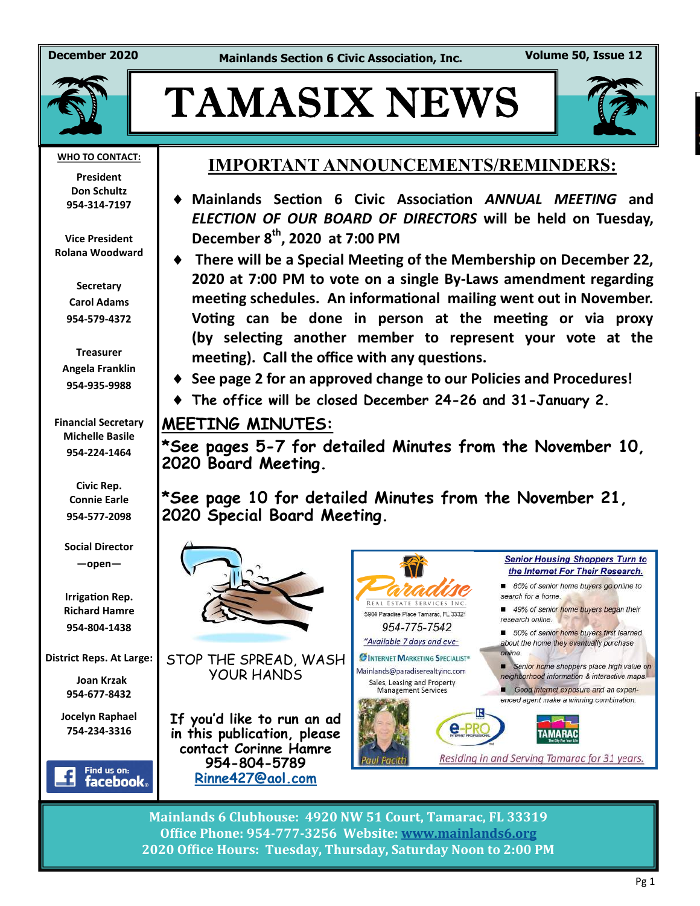December 2020 | Mainlands Section 6 Civic Association, Inc. | Volume 50, Issue 12

# TAMASIX NEWS

**WHO TO CONTACT:**

**President**
**Don Schultz**
**954-314-7197**

**Vice President**
**Rolana Woodward**

**Secretary**
**Carol Adams**
**954-579-4372**

**Treasurer**
**Angela Franklin**
**954-935-9988**

**Financial Secretary**
**Michelle Basile**
**954-224-1464**

**Civic Rep.**
**Connie Earle**
**954-577-2098**

**Social Director**
**—open—**

**Irrigation Rep.**
**Richard Hamre**
**954-804-1438**

**District Reps. At Large:**

**Joan Krzak**
**954-677-8432**

**Jocelyn Raphael**
**754-234-3316**

Find us on: facebook

## IMPORTANT ANNOUNCEMENTS/REMINDERS:

- **Mainlands Section 6 Civic Association *ANNUAL MEETING* and *ELECTION OF OUR BOARD OF DIRECTORS* will be held on Tuesday, December 8th, 2020 at 7:00 PM**
- **There will be a Special Meeting of the Membership on December 22, 2020 at 7:00 PM to vote on a single By-Laws amendment regarding meeting schedules. An informational mailing went out in November. Voting can be done in person at the meeting or via proxy (by selecting another member to represent your vote at the meeting). Call the office with any questions.**
- **See page 2 for an approved change to our Policies and Procedures!**
- **The office will be closed December 24-26 and 31-January 2.**

## MEETING MINUTES:

**\*See pages 5-7 for detailed Minutes from the November 10, 2020 Board Meeting.**

**\*See page 10 for detailed Minutes from the November 21, 2020 Special Board Meeting.**

STOP THE SPREAD, WASH YOUR HANDS

If you'd like to run an ad in this publication, please contact Corinne Hamre 954-804-5789 Rinne427@aol.com

Paradise Real Estate Services Inc.
5904 Paradise Place Tamarac, FL 33321
954-775-7542
"Available 7 days and eve-
Internet Marketing Specialist®
Mainlands@paradiserealtyinc.com
Sales, Leasing and Property Management Services

*Senior Housing Shoppers Turn to the Internet For Their Research.*

- 85% of senior home buyers go online to search for a home.
- 49% of senior home buyers began their research online.
- 50% of senior home buyers first learned about the home they eventually purchase online.
- Senior home shoppers place high value on neighborhood information & interactive maps.
- Good internet exposure and an experienced agent make a winning combination.

Paul Pacitti
e-PRO Internet Professional
TAMARAC The City For Your Life

*Residing in and Serving Tamarac for 31 years.*

**Mainlands 6 Clubhouse: 4920 NW 51 Court, Tamarac, FL 33319**
**Office Phone: 954-777-3256 Website: www.mainlands6.org**
**2020 Office Hours: Tuesday, Thursday, Saturday Noon to 2:00 PM**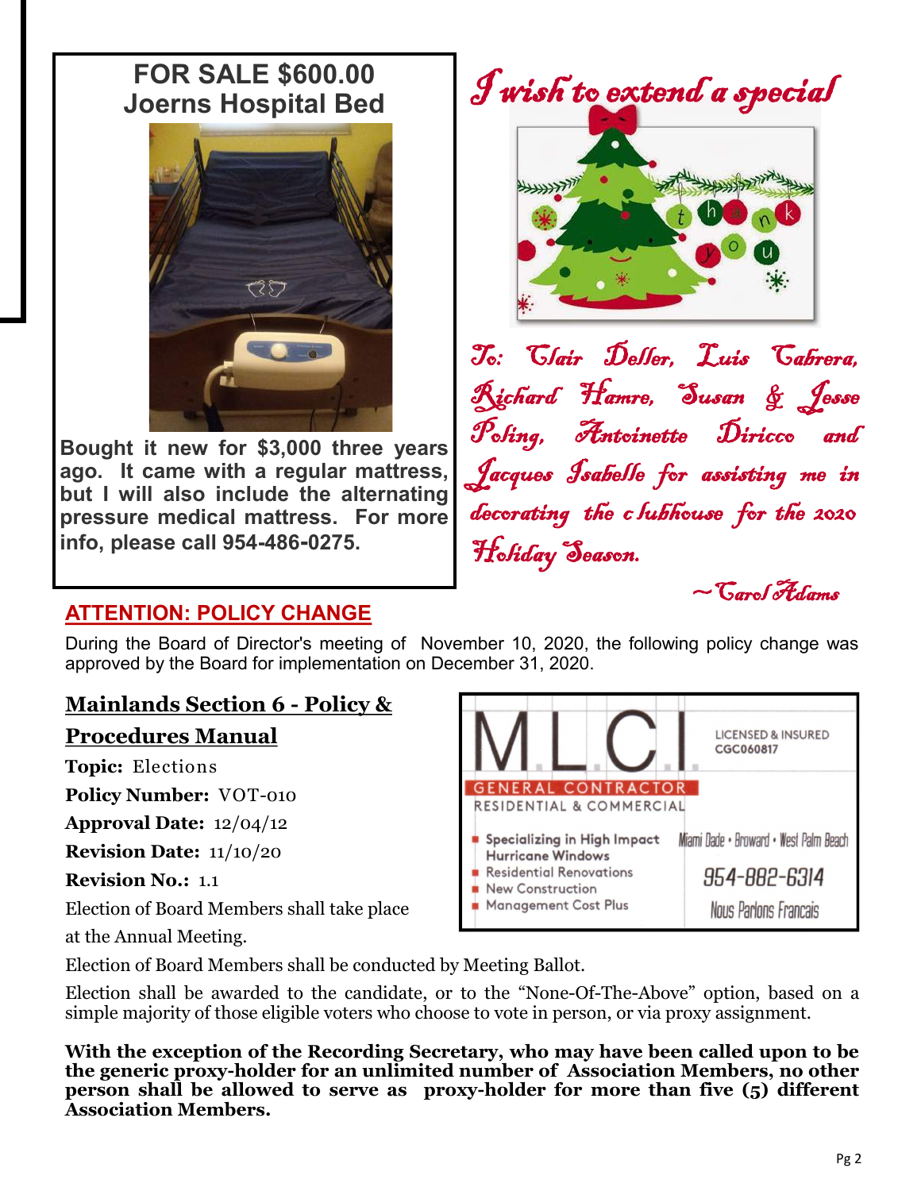## FOR SALE $600.00
## Joerns Hospital Bed

**Bought it new for $3,000 three years ago. It came with a regular mattress, but I will also include the alternating pressure medical mattress. For more info, please call 954-486-0275.**

*I wish to extend a special*

*To: Clair Deller, Luis Cabrera, Richard Hamre, Susan & Jesse Poling, Antoinette Diricco and Jacques Isabelle for assisting me in decorating the clubhouse for the 2020 Holiday Season.*

*~Carol Adams*

## ATTENTION: POLICY CHANGE

During the Board of Director's meeting of November 10, 2020, the following policy change was approved by the Board for implementation on December 31, 2020.

### Mainlands Section 6 - Policy & Procedures Manual

**Topic:** Elections

**Policy Number:** VOT-010

**Approval Date:** 12/04/12

**Revision Date:** 11/10/20

**Revision No.:** 1.1

Election of Board Members shall take place at the Annual Meeting.

Election of Board Members shall be conducted by Meeting Ballot.

Election shall be awarded to the candidate, or to the "None-Of-The-Above" option, based on a simple majority of those eligible voters who choose to vote in person, or via proxy assignment.

**With the exception of the Recording Secretary, who may have been called upon to be the generic proxy-holder for an unlimited number of Association Members, no other person shall be allowed to serve as proxy-holder for more than five (5) different Association Members.**

**MLCI**

LICENSED & INSURED
CGC060817

GENERAL CONTRACTOR
RESIDENTIAL & COMMERCIAL

- Specializing in High Impact Hurricane Windows
- Residential Renovations
- New Construction
- Management Cost Plus

Miami Dade • Broward • West Palm Beach

954-882-6314

Nous Parlons Francais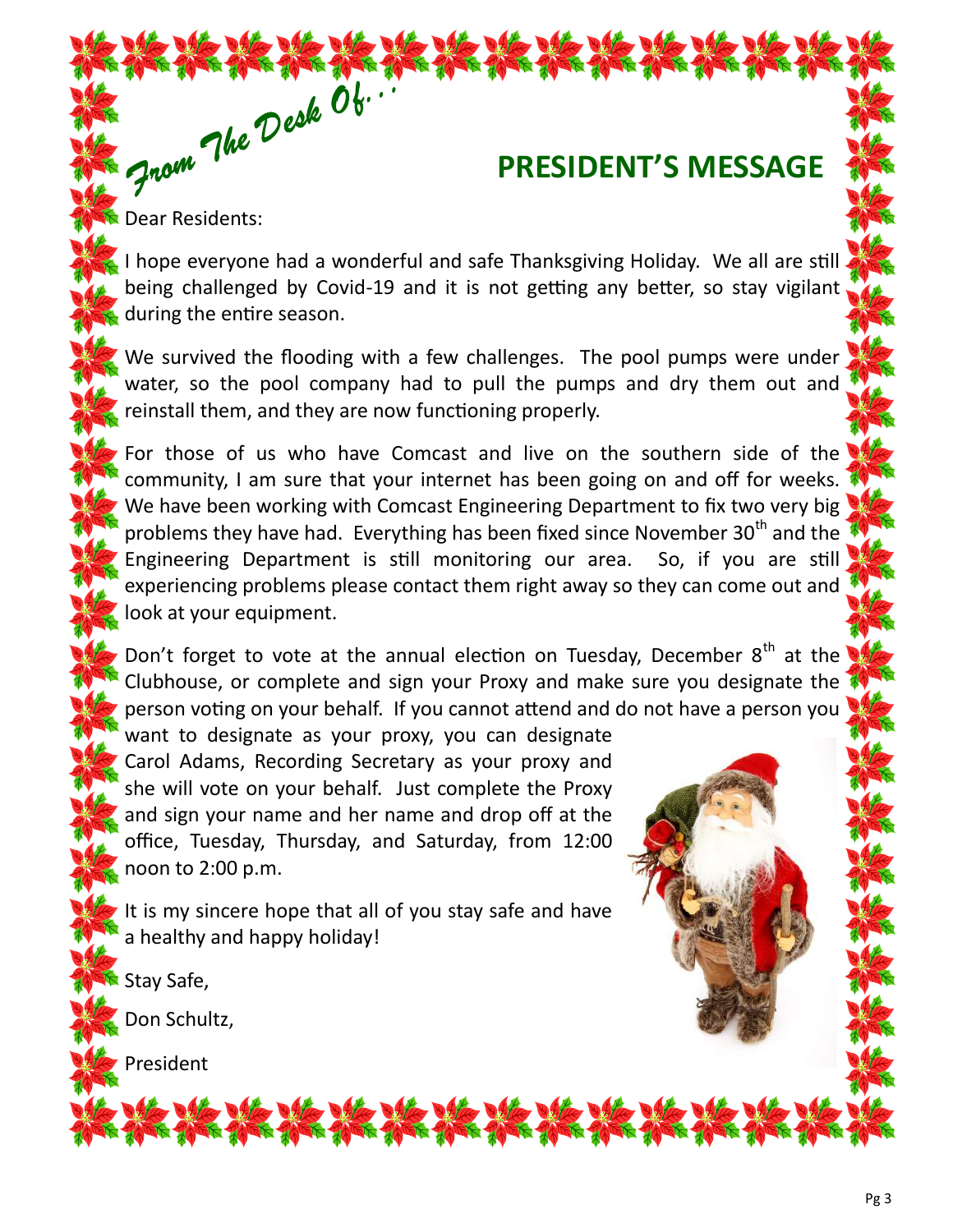*From The Desk Of...*

# PRESIDENT'S MESSAGE

Dear Residents:

I hope everyone had a wonderful and safe Thanksgiving Holiday. We all are still being challenged by Covid-19 and it is not getting any better, so stay vigilant during the entire season.

We survived the flooding with a few challenges. The pool pumps were under water, so the pool company had to pull the pumps and dry them out and reinstall them, and they are now functioning properly.

For those of us who have Comcast and live on the southern side of the community, I am sure that your internet has been going on and off for weeks. We have been working with Comcast Engineering Department to fix two very big problems they have had. Everything has been fixed since November 30th and the Engineering Department is still monitoring our area. So, if you are still experiencing problems please contact them right away so they can come out and look at your equipment.

Don't forget to vote at the annual election on Tuesday, December 8th at the Clubhouse, or complete and sign your Proxy and make sure you designate the person voting on your behalf. If you cannot attend and do not have a person you want to designate as your proxy, you can designate Carol Adams, Recording Secretary as your proxy and she will vote on your behalf. Just complete the Proxy and sign your name and her name and drop off at the office, Tuesday, Thursday, and Saturday, from 12:00 noon to 2:00 p.m.

It is my sincere hope that all of you stay safe and have a healthy and happy holiday!

Stay Safe,

Don Schultz,

President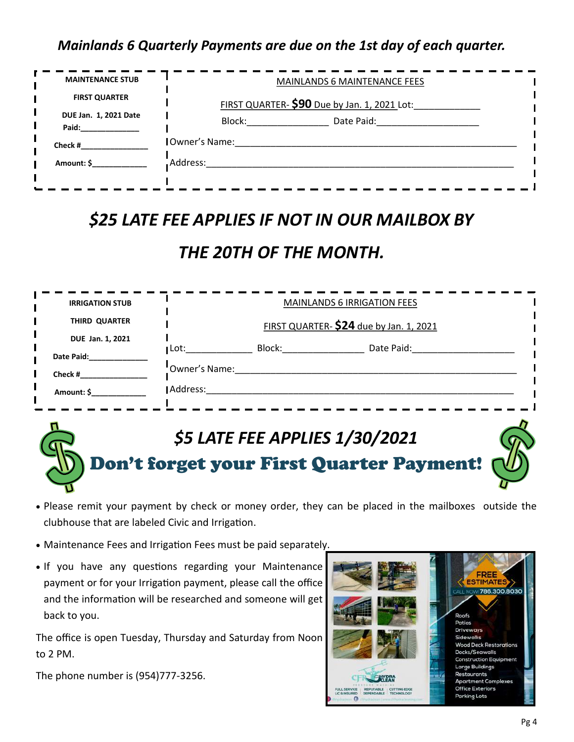*Mainlands 6 Quarterly Payments are due on the 1st day of each quarter.*

| MAINTENANCE STUB | MAINLANDS 6 MAINTENANCE FEES |
|---|---|
| FIRST QUARTER | FIRST QUARTER- **$90** Due by Jan. 1, 2021 Lot:____________ |
| DUE Jan. 1, 2021 Date Paid:____________ | Block:______________ Date Paid:__________________ |
| Check #______________ | Owner's Name:__________________________________________________ |
| Amount: $___________ | Address:______________________________________________________ |

## *$25 LATE FEE APPLIES IF NOT IN OUR MAILBOX BY THE 20TH OF THE MONTH.*

| IRRIGATION STUB | MAINLANDS 6 IRRIGATION FEES |
|---|---|
| THIRD QUARTER | FIRST QUARTER- **$24** due by Jan. 1, 2021 |
| DUE Jan. 1, 2021 | Lot:____________ Block:______________ Date Paid:__________________ |
| Date Paid:____________ | Owner's Name:__________________________________________________ |
| Check #______________ | Address:______________________________________________________ |
| Amount: $___________ | |

## *$5 LATE FEE APPLIES 1/30/2021*

## Don't forget your First Quarter Payment!

- Please remit your payment by check or money order, they can be placed in the mailboxes outside the clubhouse that are labeled Civic and Irrigation.
- Maintenance Fees and Irrigation Fees must be paid separately.
- If you have any questions regarding your Maintenance payment or for your Irrigation payment, please call the office and the information will be researched and someone will get back to you.

The office is open Tuesday, Thursday and Saturday from Noon to 2 PM.

The phone number is (954)777-3256.

FREE ESTIMATES
CALL NOW 786.300.8030

Roofs
Patios
Driveways
Sidewalks
Wood Deck Restorations
Docks/Seawalls
Construction Equipment
Large Buildings
Restaurants
Apartment Complexes
Office Exteriors
Parking Lots

CFL HYDRA CLEAN
FULL SERVICE LIC & INSURED | REPUTABLE DEPENDABLE | CUTTING EDGE TECHNOLOGY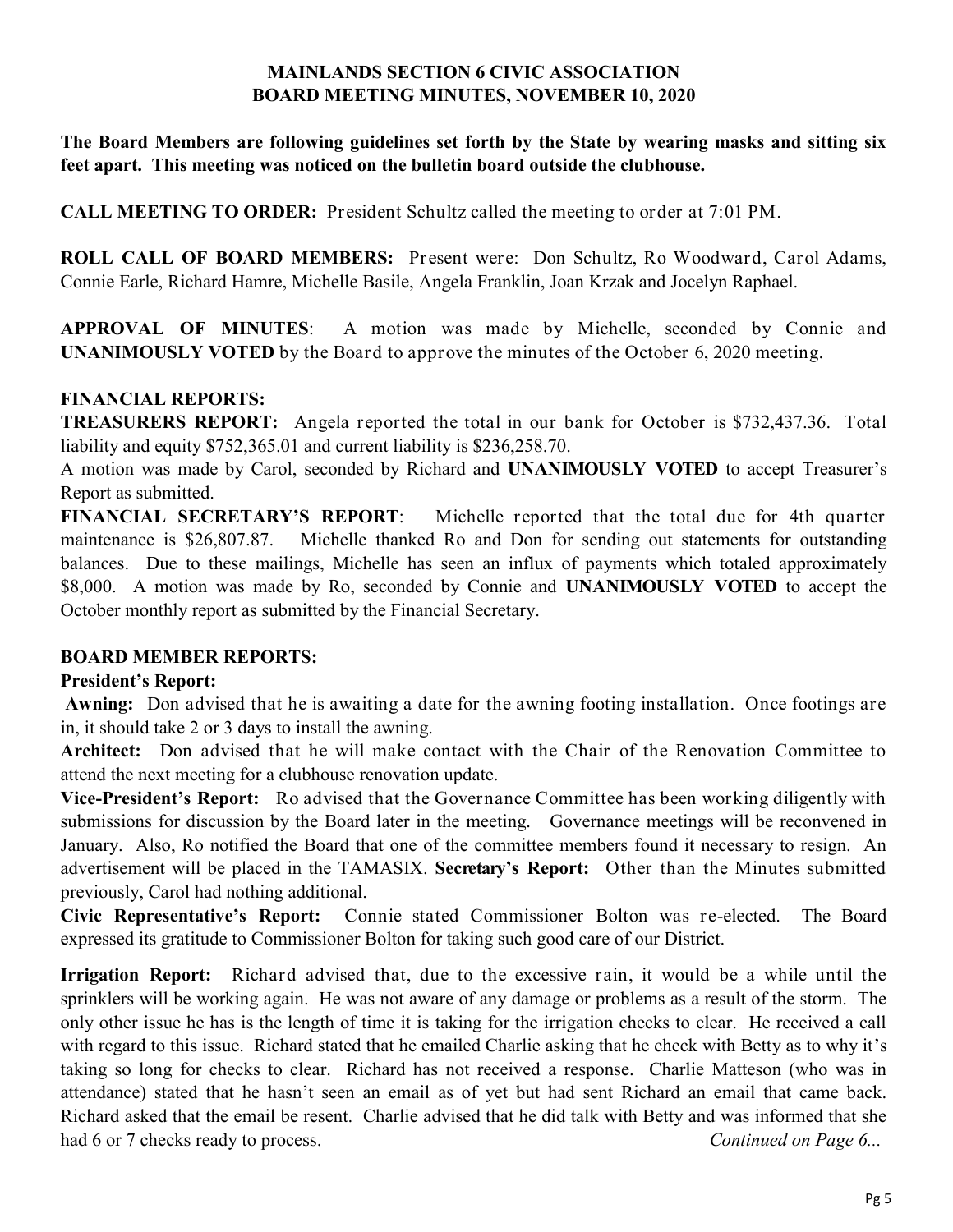# MAINLANDS SECTION 6 CIVIC ASSOCIATION
## BOARD MEETING MINUTES, NOVEMBER 10, 2020

**The Board Members are following guidelines set forth by the State by wearing masks and sitting six feet apart. This meeting was noticed on the bulletin board outside the clubhouse.**

**CALL MEETING TO ORDER:** President Schultz called the meeting to order at 7:01 PM.

**ROLL CALL OF BOARD MEMBERS:** Present were: Don Schultz, Ro Woodward, Carol Adams, Connie Earle, Richard Hamre, Michelle Basile, Angela Franklin, Joan Krzak and Jocelyn Raphael.

**APPROVAL OF MINUTES**: A motion was made by Michelle, seconded by Connie and **UNANIMOUSLY VOTED** by the Board to approve the minutes of the October 6, 2020 meeting.

**FINANCIAL REPORTS:**

**TREASURERS REPORT:** Angela reported the total in our bank for October is $732,437.36. Total liability and equity $752,365.01 and current liability is $236,258.70.

A motion was made by Carol, seconded by Richard and **UNANIMOUSLY VOTED** to accept Treasurer's Report as submitted.

**FINANCIAL SECRETARY'S REPORT**: Michelle reported that the total due for 4th quarter maintenance is $26,807.87. Michelle thanked Ro and Don for sending out statements for outstanding balances. Due to these mailings, Michelle has seen an influx of payments which totaled approximately $8,000. A motion was made by Ro, seconded by Connie and **UNANIMOUSLY VOTED** to accept the October monthly report as submitted by the Financial Secretary.

**BOARD MEMBER REPORTS:**

**President's Report:**

**Awning:** Don advised that he is awaiting a date for the awning footing installation. Once footings are in, it should take 2 or 3 days to install the awning.

**Architect:** Don advised that he will make contact with the Chair of the Renovation Committee to attend the next meeting for a clubhouse renovation update.

**Vice-President's Report:** Ro advised that the Governance Committee has been working diligently with submissions for discussion by the Board later in the meeting. Governance meetings will be reconvened in January. Also, Ro notified the Board that one of the committee members found it necessary to resign. An advertisement will be placed in the TAMASIX. **Secretary's Report:** Other than the Minutes submitted previously, Carol had nothing additional.

**Civic Representative's Report:** Connie stated Commissioner Bolton was re-elected. The Board expressed its gratitude to Commissioner Bolton for taking such good care of our District.

**Irrigation Report:** Richard advised that, due to the excessive rain, it would be a while until the sprinklers will be working again. He was not aware of any damage or problems as a result of the storm. The only other issue he has is the length of time it is taking for the irrigation checks to clear. He received a call with regard to this issue. Richard stated that he emailed Charlie asking that he check with Betty as to why it's taking so long for checks to clear. Richard has not received a response. Charlie Matteson (who was in attendance) stated that he hasn't seen an email as of yet but had sent Richard an email that came back. Richard asked that the email be resent. Charlie advised that he did talk with Betty and was informed that she had 6 or 7 checks ready to process. *Continued on Page 6...*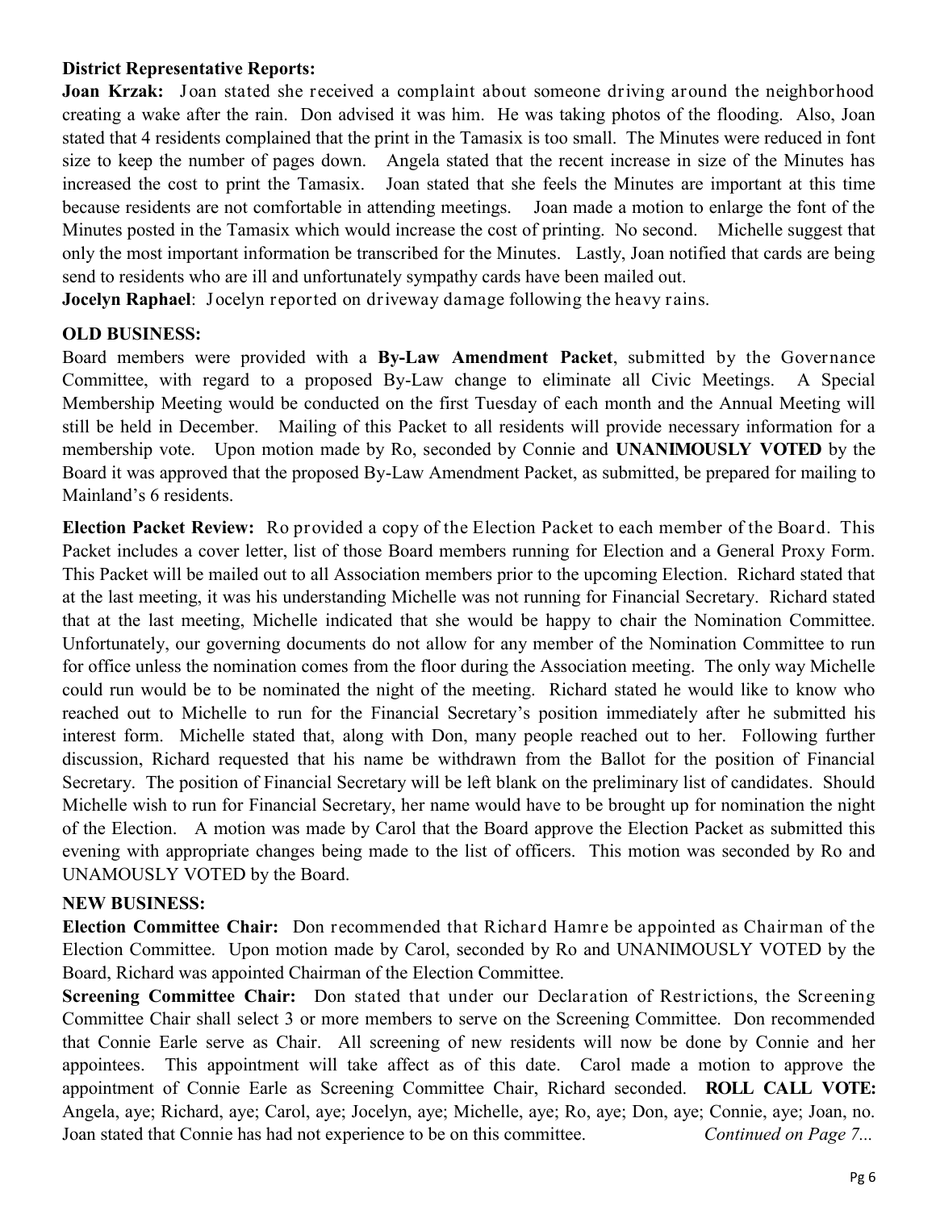**District Representative Reports:**

**Joan Krzak:** Joan stated she received a complaint about someone driving around the neighborhood creating a wake after the rain. Don advised it was him. He was taking photos of the flooding. Also, Joan stated that 4 residents complained that the print in the Tamasix is too small. The Minutes were reduced in font size to keep the number of pages down. Angela stated that the recent increase in size of the Minutes has increased the cost to print the Tamasix. Joan stated that she feels the Minutes are important at this time because residents are not comfortable in attending meetings. Joan made a motion to enlarge the font of the Minutes posted in the Tamasix which would increase the cost of printing. No second. Michelle suggest that only the most important information be transcribed for the Minutes. Lastly, Joan notified that cards are being send to residents who are ill and unfortunately sympathy cards have been mailed out.

**Jocelyn Raphael**: Jocelyn reported on driveway damage following the heavy rains.

**OLD BUSINESS:**

Board members were provided with a **By-Law Amendment Packet**, submitted by the Governance Committee, with regard to a proposed By-Law change to eliminate all Civic Meetings. A Special Membership Meeting would be conducted on the first Tuesday of each month and the Annual Meeting will still be held in December. Mailing of this Packet to all residents will provide necessary information for a membership vote. Upon motion made by Ro, seconded by Connie and **UNANIMOUSLY VOTED** by the Board it was approved that the proposed By-Law Amendment Packet, as submitted, be prepared for mailing to Mainland's 6 residents.

**Election Packet Review:** Ro provided a copy of the Election Packet to each member of the Board. This Packet includes a cover letter, list of those Board members running for Election and a General Proxy Form. This Packet will be mailed out to all Association members prior to the upcoming Election. Richard stated that at the last meeting, it was his understanding Michelle was not running for Financial Secretary. Richard stated that at the last meeting, Michelle indicated that she would be happy to chair the Nomination Committee. Unfortunately, our governing documents do not allow for any member of the Nomination Committee to run for office unless the nomination comes from the floor during the Association meeting. The only way Michelle could run would be to be nominated the night of the meeting. Richard stated he would like to know who reached out to Michelle to run for the Financial Secretary's position immediately after he submitted his interest form. Michelle stated that, along with Don, many people reached out to her. Following further discussion, Richard requested that his name be withdrawn from the Ballot for the position of Financial Secretary. The position of Financial Secretary will be left blank on the preliminary list of candidates. Should Michelle wish to run for Financial Secretary, her name would have to be brought up for nomination the night of the Election. A motion was made by Carol that the Board approve the Election Packet as submitted this evening with appropriate changes being made to the list of officers. This motion was seconded by Ro and UNAMOUSLY VOTED by the Board.

**NEW BUSINESS:**

**Election Committee Chair:** Don recommended that Richard Hamre be appointed as Chairman of the Election Committee. Upon motion made by Carol, seconded by Ro and UNANIMOUSLY VOTED by the Board, Richard was appointed Chairman of the Election Committee.

**Screening Committee Chair:** Don stated that under our Declaration of Restrictions, the Screening Committee Chair shall select 3 or more members to serve on the Screening Committee. Don recommended that Connie Earle serve as Chair. All screening of new residents will now be done by Connie and her appointees. This appointment will take affect as of this date. Carol made a motion to approve the appointment of Connie Earle as Screening Committee Chair, Richard seconded. **ROLL CALL VOTE:** Angela, aye; Richard, aye; Carol, aye; Jocelyn, aye; Michelle, aye; Ro, aye; Don, aye; Connie, aye; Joan, no. Joan stated that Connie has had not experience to be on this committee. *Continued on Page 7...*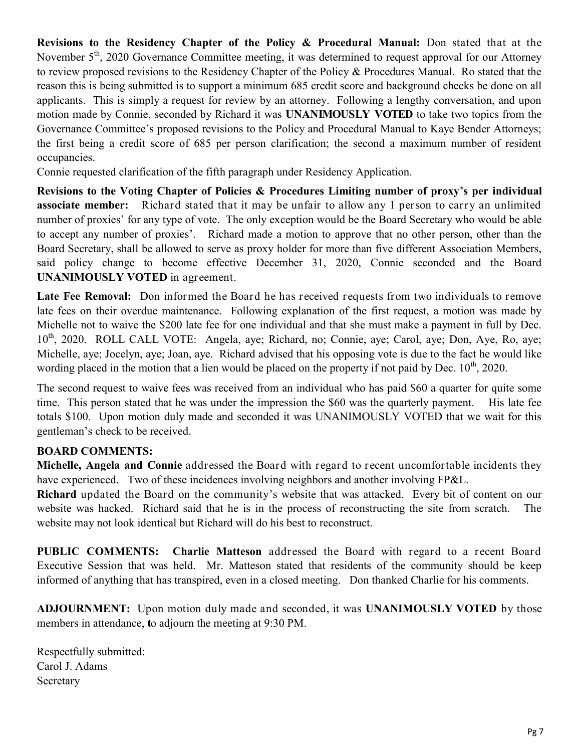**Revisions to the Residency Chapter of the Policy & Procedural Manual:** Don stated that at the November 5th, 2020 Governance Committee meeting, it was determined to request approval for our Attorney to review proposed revisions to the Residency Chapter of the Policy & Procedures Manual. Ro stated that the reason this is being submitted is to support a minimum 685 credit score and background checks be done on all applicants. This is simply a request for review by an attorney. Following a lengthy conversation, and upon motion made by Connie, seconded by Richard it was **UNANIMOUSLY VOTED** to take two topics from the Governance Committee's proposed revisions to the Policy and Procedural Manual to Kaye Bender Attorneys; the first being a credit score of 685 per person clarification; the second a maximum number of resident occupancies.

Connie requested clarification of the fifth paragraph under Residency Application.

**Revisions to the Voting Chapter of Policies & Procedures Limiting number of proxy's per individual associate member:** Richard stated that it may be unfair to allow any 1 person to carry an unlimited number of proxies' for any type of vote. The only exception would be the Board Secretary who would be able to accept any number of proxies'. Richard made a motion to approve that no other person, other than the Board Secretary, shall be allowed to serve as proxy holder for more than five different Association Members, said policy change to become effective December 31, 2020, Connie seconded and the Board **UNANIMOUSLY VOTED** in agreement.

**Late Fee Removal:** Don informed the Board he has received requests from two individuals to remove late fees on their overdue maintenance. Following explanation of the first request, a motion was made by Michelle not to waive the $200 late fee for one individual and that she must make a payment in full by Dec. 10th, 2020. ROLL CALL VOTE: Angela, aye; Richard, no; Connie, aye; Carol, aye; Don, Aye, Ro, aye; Michelle, aye; Jocelyn, aye; Joan, aye. Richard advised that his opposing vote is due to the fact he would like wording placed in the motion that a lien would be placed on the property if not paid by Dec. 10th, 2020.

The second request to waive fees was received from an individual who has paid $60 a quarter for quite some time. This person stated that he was under the impression the $60 was the quarterly payment. His late fee totals $100. Upon motion duly made and seconded it was UNANIMOUSLY VOTED that we wait for this gentleman's check to be received.

**BOARD COMMENTS:**

**Michelle, Angela and Connie** addressed the Board with regard to recent uncomfortable incidents they have experienced. Two of these incidences involving neighbors and another involving FP&L.

**Richard** updated the Board on the community's website that was attacked. Every bit of content on our website was hacked. Richard said that he is in the process of reconstructing the site from scratch. The website may not look identical but Richard will do his best to reconstruct.

**PUBLIC COMMENTS: Charlie Matteson** addressed the Board with regard to a recent Board Executive Session that was held. Mr. Matteson stated that residents of the community should be keep informed of anything that has transpired, even in a closed meeting. Don thanked Charlie for his comments.

**ADJOURNMENT:** Upon motion duly made and seconded, it was **UNANIMOUSLY VOTED** by those members in attendance, **t**o adjourn the meeting at 9:30 PM.

Respectfully submitted:
Carol J. Adams
Secretary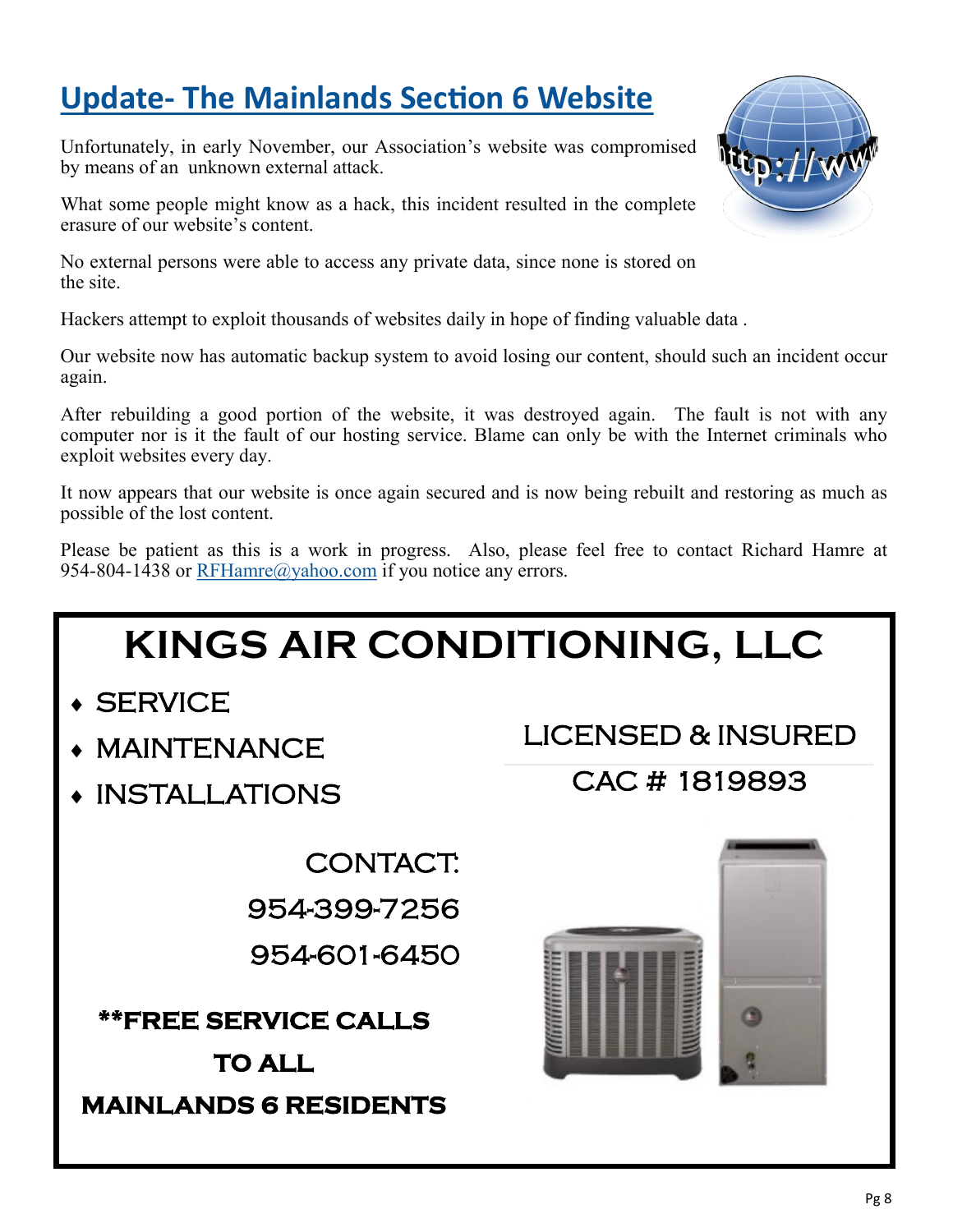## Update- The Mainlands Section 6 Website

Unfortunately, in early November, our Association's website was compromised by means of an unknown external attack.

What some people might know as a hack, this incident resulted in the complete erasure of our website's content.

No external persons were able to access any private data, since none is stored on the site.

Hackers attempt to exploit thousands of websites daily in hope of finding valuable data .

Our website now has automatic backup system to avoid losing our content, should such an incident occur again.

After rebuilding a good portion of the website, it was destroyed again. The fault is not with any computer nor is it the fault of our hosting service. Blame can only be with the Internet criminals who exploit websites every day.

It now appears that our website is once again secured and is now being rebuilt and restoring as much as possible of the lost content.

Please be patient as this is a work in progress. Also, please feel free to contact Richard Hamre at 954-804-1438 or RFHamre@yahoo.com if you notice any errors.

# KINGS AIR CONDITIONING, LLC

- SERVICE
- MAINTENANCE
- INSTALLATIONS

LICENSED & INSURED

CAC # 1819893

CONTACT:

954-399-7256

954-601-6450

**\*\*FREE SERVICE CALLS TO ALL MAINLANDS 6 RESIDENTS**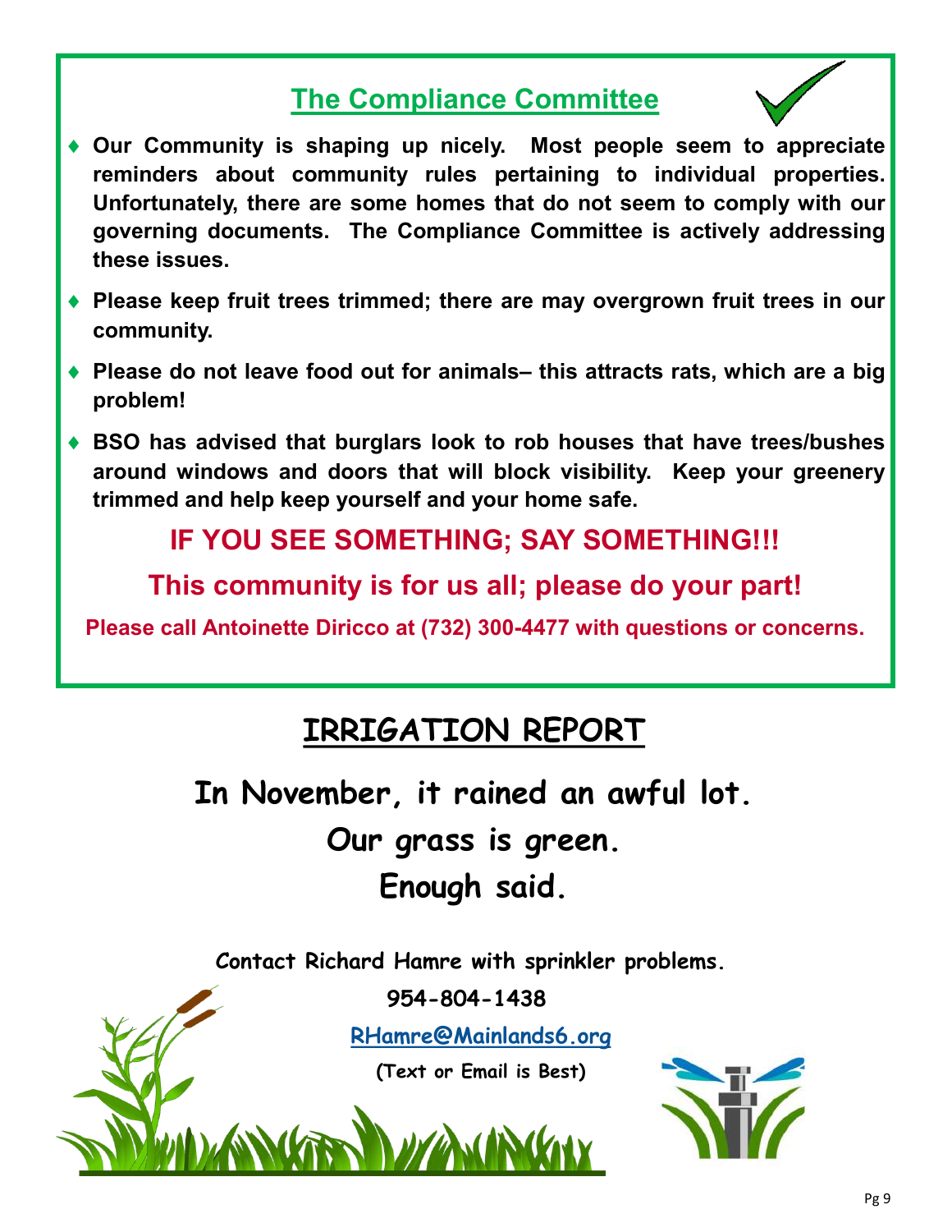## The Compliance Committee

- **Our Community is shaping up nicely. Most people seem to appreciate reminders about community rules pertaining to individual properties. Unfortunately, there are some homes that do not seem to comply with our governing documents. The Compliance Committee is actively addressing these issues.**
- **Please keep fruit trees trimmed; there are may overgrown fruit trees in our community.**
- **Please do not leave food out for animals– this attracts rats, which are a big problem!**
- **BSO has advised that burglars look to rob houses that have trees/bushes around windows and doors that will block visibility. Keep your greenery trimmed and help keep yourself and your home safe.**

**IF YOU SEE SOMETHING; SAY SOMETHING!!!**

**This community is for us all; please do your part!**

**Please call Antoinette Diricco at (732) 300-4477 with questions or concerns.**

## IRRIGATION REPORT

**In November, it rained an awful lot.**

**Our grass is green.**

**Enough said.**

**Contact Richard Hamre with sprinkler problems.**

**954-804-1438**

RHamre@Mainlands6.org

**(Text or Email is Best)**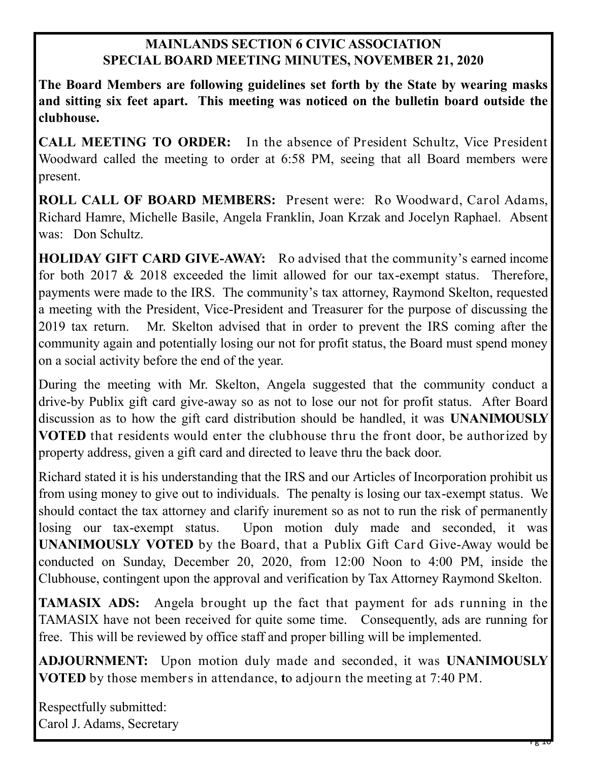# MAINLANDS SECTION 6 CIVIC ASSOCIATION
## SPECIAL BOARD MEETING MINUTES, NOVEMBER 21, 2020

**The Board Members are following guidelines set forth by the State by wearing masks and sitting six feet apart. This meeting was noticed on the bulletin board outside the clubhouse.**

**CALL MEETING TO ORDER:** In the absence of President Schultz, Vice President Woodward called the meeting to order at 6:58 PM, seeing that all Board members were present.

**ROLL CALL OF BOARD MEMBERS:** Present were: Ro Woodward, Carol Adams, Richard Hamre, Michelle Basile, Angela Franklin, Joan Krzak and Jocelyn Raphael. Absent was: Don Schultz.

**HOLIDAY GIFT CARD GIVE-AWAY:** Ro advised that the community's earned income for both 2017 & 2018 exceeded the limit allowed for our tax-exempt status. Therefore, payments were made to the IRS. The community's tax attorney, Raymond Skelton, requested a meeting with the President, Vice-President and Treasurer for the purpose of discussing the 2019 tax return. Mr. Skelton advised that in order to prevent the IRS coming after the community again and potentially losing our not for profit status, the Board must spend money on a social activity before the end of the year.

During the meeting with Mr. Skelton, Angela suggested that the community conduct a drive-by Publix gift card give-away so as not to lose our not for profit status. After Board discussion as to how the gift card distribution should be handled, it was **UNANIMOUSLY VOTED** that residents would enter the clubhouse thru the front door, be authorized by property address, given a gift card and directed to leave thru the back door.

Richard stated it is his understanding that the IRS and our Articles of Incorporation prohibit us from using money to give out to individuals. The penalty is losing our tax-exempt status. We should contact the tax attorney and clarify inurement so as not to run the risk of permanently losing our tax-exempt status. Upon motion duly made and seconded, it was **UNANIMOUSLY VOTED** by the Board, that a Publix Gift Card Give-Away would be conducted on Sunday, December 20, 2020, from 12:00 Noon to 4:00 PM, inside the Clubhouse, contingent upon the approval and verification by Tax Attorney Raymond Skelton.

**TAMASIX ADS:** Angela brought up the fact that payment for ads running in the TAMASIX have not been received for quite some time. Consequently, ads are running for free. This will be reviewed by office staff and proper billing will be implemented.

**ADJOURNMENT:** Upon motion duly made and seconded, it was **UNANIMOUSLY VOTED** by those members in attendance, **t**o adjourn the meeting at 7:40 PM.

Respectfully submitted:
Carol J. Adams, Secretary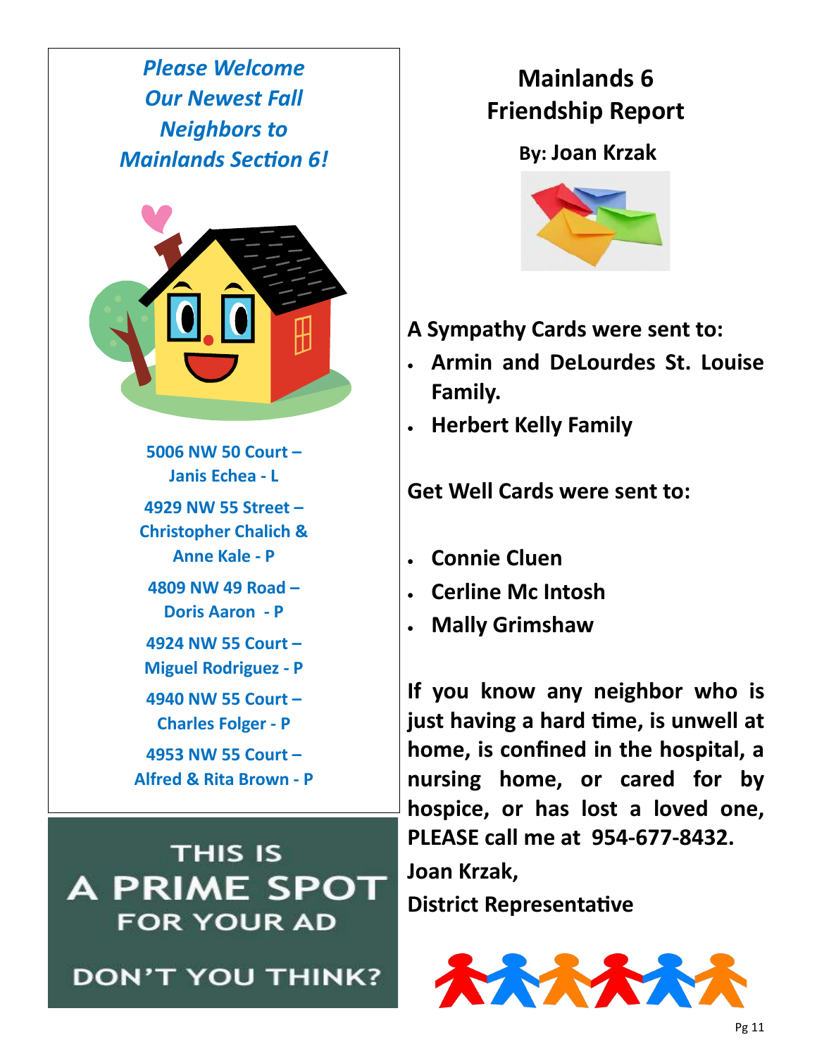## *Please Welcome Our Newest Fall Neighbors to Mainlands Section 6!*

**5006 NW 50 Court – Janis Echea - L**

**4929 NW 55 Street – Christopher Chalich & Anne Kale - P**

**4809 NW 49 Road – Doris Aaron - P**

**4924 NW 55 Court – Miguel Rodriguez - P**

**4940 NW 55 Court – Charles Folger - P**

**4953 NW 55 Court – Alfred & Rita Brown - P**

THIS IS A PRIME SPOT FOR YOUR AD

DON'T YOU THINK?

# Mainlands 6 Friendship Report

**By: Joan Krzak**

**A Sympathy Cards were sent to:**

- **Armin and DeLourdes St. Louise Family.**
- **Herbert Kelly Family**

**Get Well Cards were sent to:**

- **Connie Cluen**
- **Cerline Mc Intosh**
- **Mally Grimshaw**

**If you know any neighbor who is just having a hard time, is unwell at home, is confined in the hospital, a nursing home, or cared for by hospice, or has lost a loved one, PLEASE call me at 954-677-8432.**

**Joan Krzak,**

**District Representative**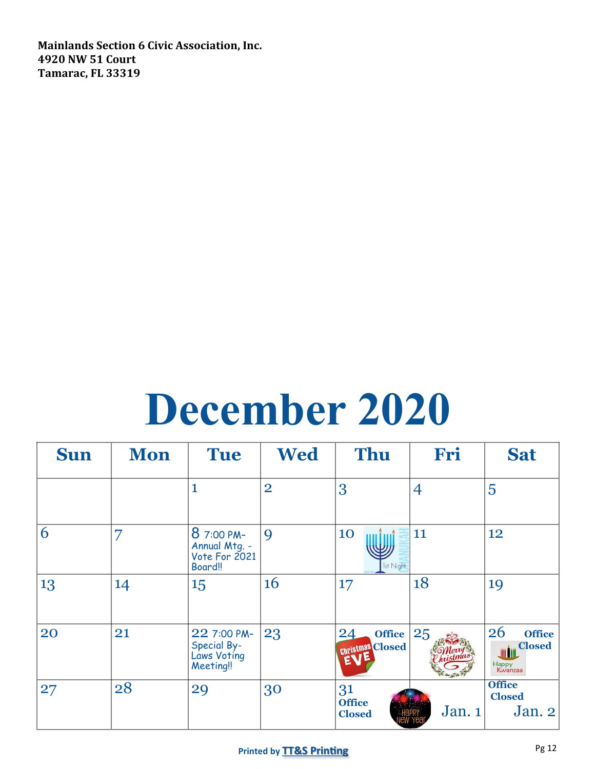**Mainlands Section 6 Civic Association, Inc.**
**4920 NW 51 Court**
**Tamarac, FL 33319**

# December 2020

| Sun | Mon | Tue | Wed | Thu | Fri | Sat |
|---|---|---|---|---|---|---|
| | | 1 | 2 | 3 | 4 | 5 |
| 6 | 7 | 8 7:00 PM- Annual Mtg. - Vote For 2021 Board!! | 9 | 10 CHANUKAH 1st Night | 11 | 12 |
| 13 | 14 | 15 | 16 | 17 | 18 | 19 |
| 20 | 21 | 22 7:00 PM- Special By-Laws Voting Meeting!! | 23 | 24 Office Closed Christmas EVE | 25 Merry Christmas | 26 Office Closed Happy Kwanzaa |
| 27 | 28 | 29 | 30 | 31 Office Closed HAPPY NEW YEAR | Jan. 1 | Office Closed Jan. 2 |

Printed by TT&S Printing